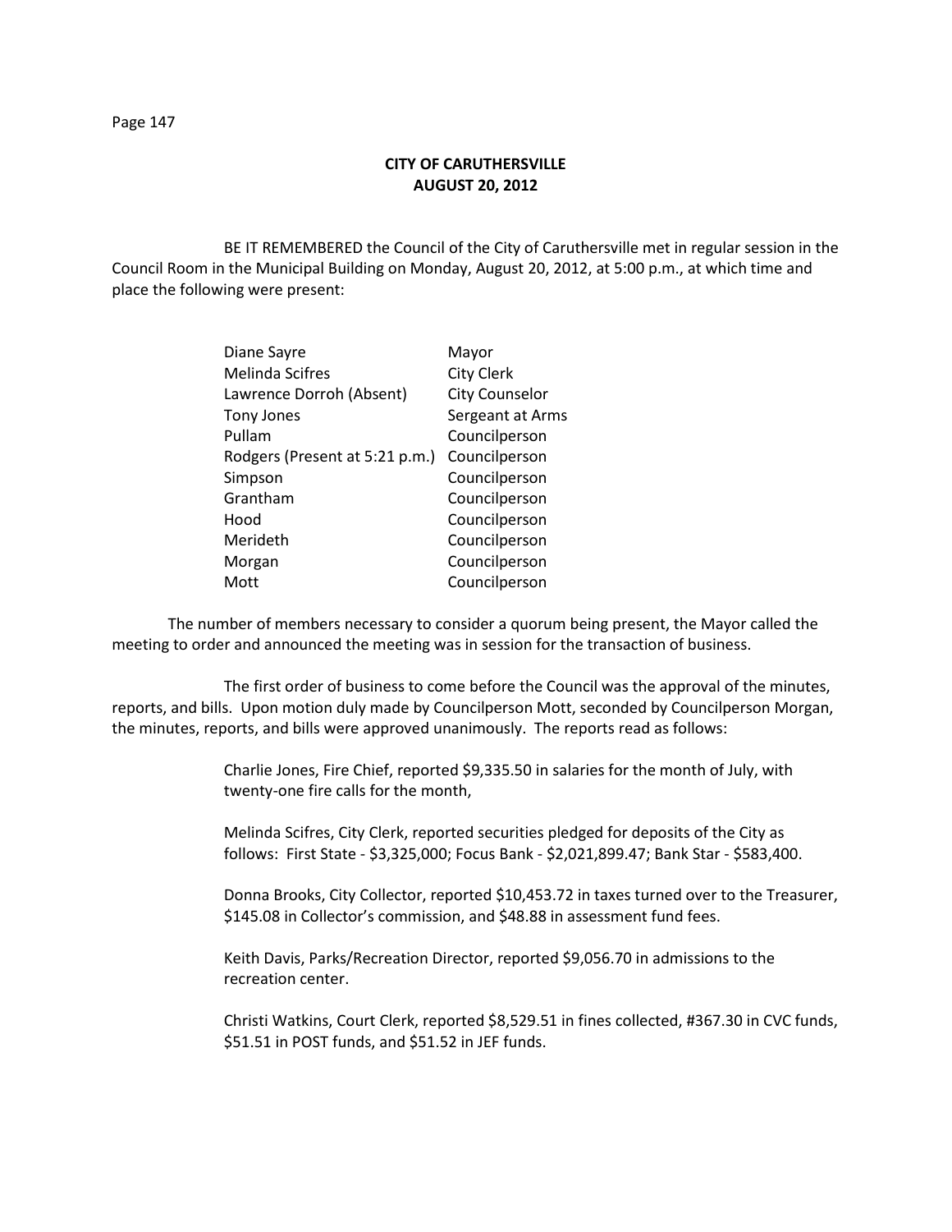## CITY OF CARUTHERSVILLE
## AUGUST 20, 2012

BE IT REMEMBERED the Council of the City of Caruthersville met in regular session in the Council Room in the Municipal Building on Monday, August 20, 2012, at 5:00 p.m., at which time and place the following were present:

| | |
|---|---|
| Diane Sayre | Mayor |
| Melinda Scifres | City Clerk |
| Lawrence Dorroh (Absent) | City Counselor |
| Tony Jones | Sergeant at Arms |
| Pullam | Councilperson |
| Rodgers (Present at 5:21 p.m.) | Councilperson |
| Simpson | Councilperson |
| Grantham | Councilperson |
| Hood | Councilperson |
| Merideth | Councilperson |
| Morgan | Councilperson |
| Mott | Councilperson |

The number of members necessary to consider a quorum being present, the Mayor called the meeting to order and announced the meeting was in session for the transaction of business.

The first order of business to come before the Council was the approval of the minutes, reports, and bills. Upon motion duly made by Councilperson Mott, seconded by Councilperson Morgan, the minutes, reports, and bills were approved unanimously. The reports read as follows:

> Charlie Jones, Fire Chief, reported $9,335.50 in salaries for the month of July, with twenty-one fire calls for the month,
>
> Melinda Scifres, City Clerk, reported securities pledged for deposits of the City as follows: First State - $3,325,000; Focus Bank - $2,021,899.47; Bank Star - $583,400.
>
> Donna Brooks, City Collector, reported $10,453.72 in taxes turned over to the Treasurer, $145.08 in Collector's commission, and $48.88 in assessment fund fees.
>
> Keith Davis, Parks/Recreation Director, reported $9,056.70 in admissions to the recreation center.
>
> Christi Watkins, Court Clerk, reported $8,529.51 in fines collected, #367.30 in CVC funds, $51.51 in POST funds, and $51.52 in JEF funds.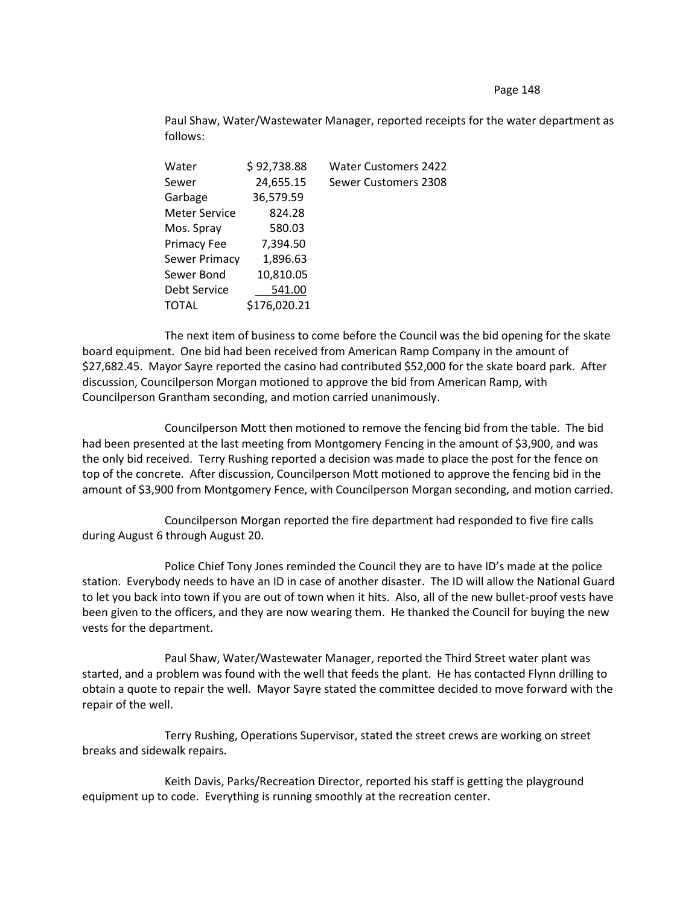Paul Shaw, Water/Wastewater Manager, reported receipts for the water department as follows:

| | | |
|---|---|---|
| Water | $ 92,738.88 | Water Customers 2422 |
| Sewer | 24,655.15 | Sewer Customers 2308 |
| Garbage | 36,579.59 | |
| Meter Service | 824.28 | |
| Mos. Spray | 580.03 | |
| Primacy Fee | 7,394.50 | |
| Sewer Primacy | 1,896.63 | |
| Sewer Bond | 10,810.05 | |
| Debt Service | 541.00 | |
| TOTAL | $176,020.21 | |

The next item of business to come before the Council was the bid opening for the skate board equipment. One bid had been received from American Ramp Company in the amount of $27,682.45. Mayor Sayre reported the casino had contributed $52,000 for the skate board park. After discussion, Councilperson Morgan motioned to approve the bid from American Ramp, with Councilperson Grantham seconding, and motion carried unanimously.

Councilperson Mott then motioned to remove the fencing bid from the table. The bid had been presented at the last meeting from Montgomery Fencing in the amount of $3,900, and was the only bid received. Terry Rushing reported a decision was made to place the post for the fence on top of the concrete. After discussion, Councilperson Mott motioned to approve the fencing bid in the amount of $3,900 from Montgomery Fence, with Councilperson Morgan seconding, and motion carried.

Councilperson Morgan reported the fire department had responded to five fire calls during August 6 through August 20.

Police Chief Tony Jones reminded the Council they are to have ID's made at the police station. Everybody needs to have an ID in case of another disaster. The ID will allow the National Guard to let you back into town if you are out of town when it hits. Also, all of the new bullet-proof vests have been given to the officers, and they are now wearing them. He thanked the Council for buying the new vests for the department.

Paul Shaw, Water/Wastewater Manager, reported the Third Street water plant was started, and a problem was found with the well that feeds the plant. He has contacted Flynn drilling to obtain a quote to repair the well. Mayor Sayre stated the committee decided to move forward with the repair of the well.

Terry Rushing, Operations Supervisor, stated the street crews are working on street breaks and sidewalk repairs.

Keith Davis, Parks/Recreation Director, reported his staff is getting the playground equipment up to code. Everything is running smoothly at the recreation center.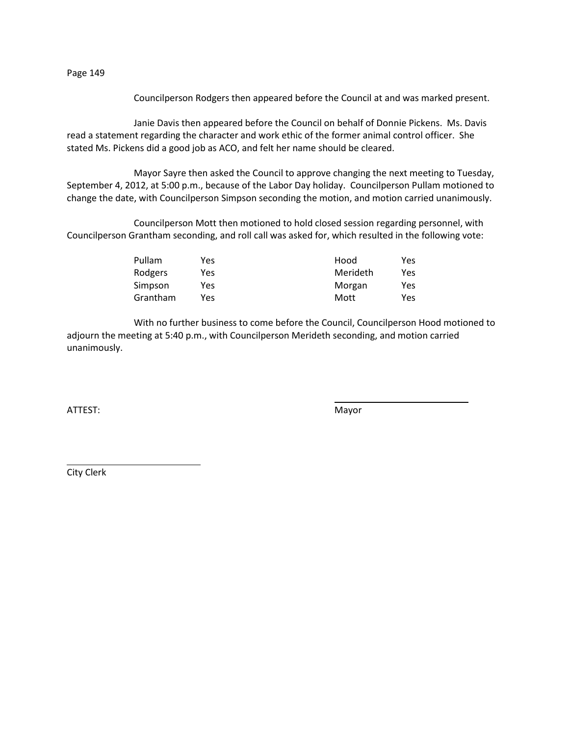Councilperson Rodgers then appeared before the Council at and was marked present.

Janie Davis then appeared before the Council on behalf of Donnie Pickens. Ms. Davis read a statement regarding the character and work ethic of the former animal control officer. She stated Ms. Pickens did a good job as ACO, and felt her name should be cleared.

Mayor Sayre then asked the Council to approve changing the next meeting to Tuesday, September 4, 2012, at 5:00 p.m., because of the Labor Day holiday. Councilperson Pullam motioned to change the date, with Councilperson Simpson seconding the motion, and motion carried unanimously.

Councilperson Mott then motioned to hold closed session regarding personnel, with Councilperson Grantham seconding, and roll call was asked for, which resulted in the following vote:

| | | | |
|---|---|---|---|
| Pullam | Yes | Hood | Yes |
| Rodgers | Yes | Merideth | Yes |
| Simpson | Yes | Morgan | Yes |
| Grantham | Yes | Mott | Yes |

With no further business to come before the Council, Councilperson Hood motioned to adjourn the meeting at 5:40 p.m., with Councilperson Merideth seconding, and motion carried unanimously.

ATTEST: _______________________ Mayor

_______________________
City Clerk